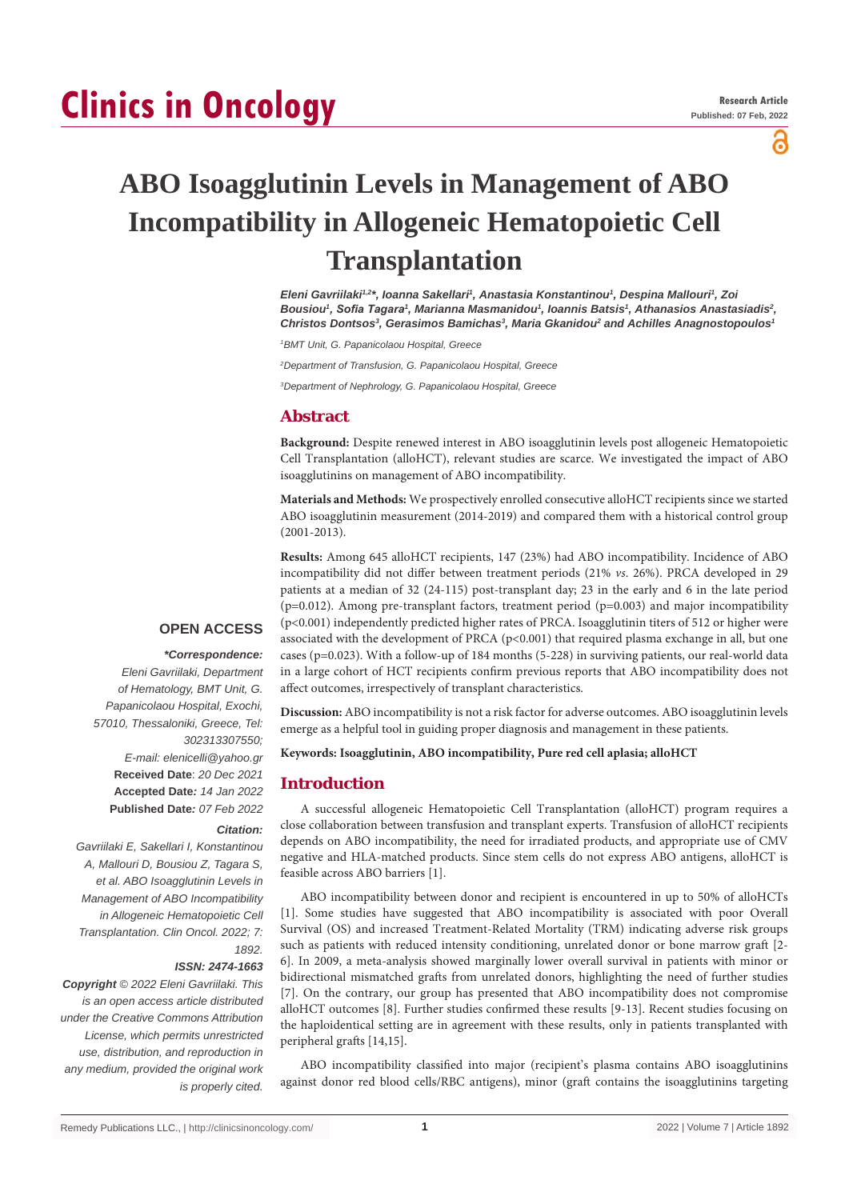# ABO Isoagglutinin Levels in Management of ABO Incompatibility in Allogeneic Hematopoietic Cell Transplantation

*Eleni Gavriilaki[1,2]*, Ioanna Sakellari[1], Anastasia Konstantinou[1], Despina Mallouri[1], Zoi Bousiou[1], Sofia Tagara[1], Marianna Masmanidou[1], Ioannis Batsis[1], Athanasios Anastasiadis[2], Christos Dontsos[3], Gerasimos Bamichas[3], Maria Gkanidou[2] and Achilles Anagnostopoulos[1]*

[1]BMT Unit, G. Papanicolaou Hospital, Greece

[2]Department of Transfusion, G. Papanicolaou Hospital, Greece

[3]Department of Nephrology, G. Papanicolaou Hospital, Greece

## Abstract

**Background:** Despite renewed interest in ABO isoagglutinin levels post allogeneic Hematopoietic Cell Transplantation (alloHCT), relevant studies are scarce. We investigated the impact of ABO isoagglutinins on management of ABO incompatibility.

**Materials and Methods:** We prospectively enrolled consecutive alloHCT recipients since we started ABO isoagglutinin measurement (2014-2019) and compared them with a historical control group (2001-2013).

**Results:** Among 645 alloHCT recipients, 147 (23%) had ABO incompatibility. Incidence of ABO incompatibility did not differ between treatment periods (21% *vs.* 26%). PRCA developed in 29 patients at a median of 32 (24-115) post-transplant day; 23 in the early and 6 in the late period (p=0.012). Among pre-transplant factors, treatment period (p=0.003) and major incompatibility (p<0.001) independently predicted higher rates of PRCA. Isoagglutinin titers of 512 or higher were associated with the development of PRCA (p<0.001) that required plasma exchange in all, but one cases (p=0.023). With a follow-up of 184 months (5-228) in surviving patients, our real-world data in a large cohort of HCT recipients confirm previous reports that ABO incompatibility does not affect outcomes, irrespectively of transplant characteristics.

**Discussion:** ABO incompatibility is not a risk factor for adverse outcomes. ABO isoagglutinin levels emerge as a helpful tool in guiding proper diagnosis and management in these patients.

**Keywords: Isoagglutinin, ABO incompatibility, Pure red cell aplasia; alloHCT**

**OPEN ACCESS**

***Correspondence:***
*Eleni Gavriilaki, Department of Hematology, BMT Unit, G. Papanicolaou Hospital, Exochi, 57010, Thessaloniki, Greece, Tel: 302313307550;*
*E-mail: elenicelli@yahoo.gr*
**Received Date**: *20 Dec 2021*
**Accepted Date:** *14 Jan 2022*
**Published Date:** *07 Feb 2022*

***Citation:***
*Gavriilaki E, Sakellari I, Konstantinou A, Mallouri D, Bousiou Z, Tagara S, et al. ABO Isoagglutinin Levels in Management of ABO Incompatibility in Allogeneic Hematopoietic Cell Transplantation. Clin Oncol. 2022; 7: 1892.*

***ISSN: 2474-1663***

***Copyright** © 2022 Eleni Gavriilaki. This is an open access article distributed under the Creative Commons Attribution License, which permits unrestricted use, distribution, and reproduction in any medium, provided the original work is properly cited.*

## Introduction

A successful allogeneic Hematopoietic Cell Transplantation (alloHCT) program requires a close collaboration between transfusion and transplant experts. Transfusion of alloHCT recipients depends on ABO incompatibility, the need for irradiated products, and appropriate use of CMV negative and HLA-matched products. Since stem cells do not express ABO antigens, alloHCT is feasible across ABO barriers [1].

ABO incompatibility between donor and recipient is encountered in up to 50% of alloHCTs [1]. Some studies have suggested that ABO incompatibility is associated with poor Overall Survival (OS) and increased Treatment-Related Mortality (TRM) indicating adverse risk groups such as patients with reduced intensity conditioning, unrelated donor or bone marrow graft [2-6]. In 2009, a meta-analysis showed marginally lower overall survival in patients with minor or bidirectional mismatched grafts from unrelated donors, highlighting the need of further studies [7]. On the contrary, our group has presented that ABO incompatibility does not compromise alloHCT outcomes [8]. Further studies confirmed these results [9-13]. Recent studies focusing on the haploidentical setting are in agreement with these results, only in patients transplanted with peripheral grafts [14,15].

ABO incompatibility classified into major (recipient's plasma contains ABO isoagglutinins against donor red blood cells/RBC antigens), minor (graft contains the isoagglutinins targeting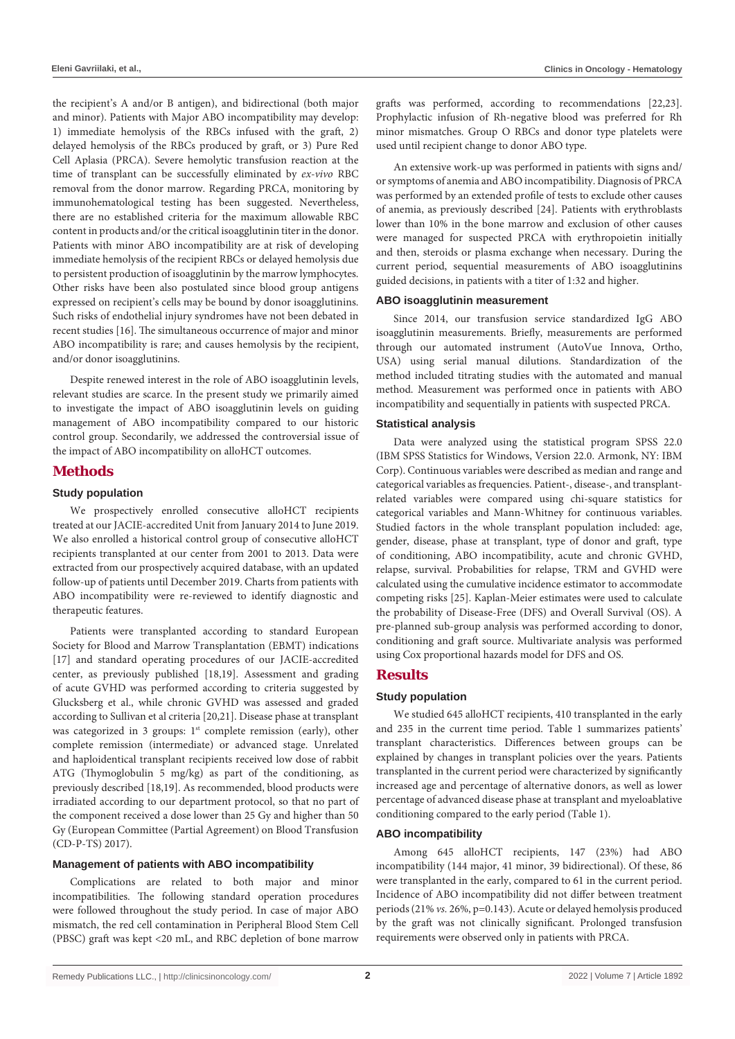the recipient's A and/or B antigen), and bidirectional (both major and minor). Patients with Major ABO incompatibility may develop: 1) immediate hemolysis of the RBCs infused with the graft, 2) delayed hemolysis of the RBCs produced by graft, or 3) Pure Red Cell Aplasia (PRCA). Severe hemolytic transfusion reaction at the time of transplant can be successfully eliminated by *ex-vivo* RBC removal from the donor marrow. Regarding PRCA, monitoring by immunohematological testing has been suggested. Nevertheless, there are no established criteria for the maximum allowable RBC content in products and/or the critical isoagglutinin titer in the donor. Patients with minor ABO incompatibility are at risk of developing immediate hemolysis of the recipient RBCs or delayed hemolysis due to persistent production of isoagglutinin by the marrow lymphocytes. Other risks have been also postulated since blood group antigens expressed on recipient's cells may be bound by donor isoagglutinins. Such risks of endothelial injury syndromes have not been debated in recent studies [16]. The simultaneous occurrence of major and minor ABO incompatibility is rare; and causes hemolysis by the recipient, and/or donor isoagglutinins.

Despite renewed interest in the role of ABO isoagglutinin levels, relevant studies are scarce. In the present study we primarily aimed to investigate the impact of ABO isoagglutinin levels on guiding management of ABO incompatibility compared to our historic control group. Secondarily, we addressed the controversial issue of the impact of ABO incompatibility on alloHCT outcomes.

## Methods

### Study population

We prospectively enrolled consecutive alloHCT recipients treated at our JACIE-accredited Unit from January 2014 to June 2019. We also enrolled a historical control group of consecutive alloHCT recipients transplanted at our center from 2001 to 2013. Data were extracted from our prospectively acquired database, with an updated follow-up of patients until December 2019. Charts from patients with ABO incompatibility were re-reviewed to identify diagnostic and therapeutic features.

Patients were transplanted according to standard European Society for Blood and Marrow Transplantation (EBMT) indications [17] and standard operating procedures of our JACIE-accredited center, as previously published [18,19]. Assessment and grading of acute GVHD was performed according to criteria suggested by Glucksberg et al., while chronic GVHD was assessed and graded according to Sullivan et al criteria [20,21]. Disease phase at transplant was categorized in 3 groups: 1st complete remission (early), other complete remission (intermediate) or advanced stage. Unrelated and haploidentical transplant recipients received low dose of rabbit ATG (Thymoglobulin 5 mg/kg) as part of the conditioning, as previously described [18,19]. As recommended, blood products were irradiated according to our department protocol, so that no part of the component received a dose lower than 25 Gy and higher than 50 Gy (European Committee (Partial Agreement) on Blood Transfusion (CD-P-TS) 2017).

### Management of patients with ABO incompatibility

Complications are related to both major and minor incompatibilities. The following standard operation procedures were followed throughout the study period. In case of major ABO mismatch, the red cell contamination in Peripheral Blood Stem Cell (PBSC) graft was kept <20 mL, and RBC depletion of bone marrow grafts was performed, according to recommendations [22,23]. Prophylactic infusion of Rh-negative blood was preferred for Rh minor mismatches. Group O RBCs and donor type platelets were used until recipient change to donor ABO type.

An extensive work-up was performed in patients with signs and/or symptoms of anemia and ABO incompatibility. Diagnosis of PRCA was performed by an extended profile of tests to exclude other causes of anemia, as previously described [24]. Patients with erythroblasts lower than 10% in the bone marrow and exclusion of other causes were managed for suspected PRCA with erythropoietin initially and then, steroids or plasma exchange when necessary. During the current period, sequential measurements of ABO isoagglutinins guided decisions, in patients with a titer of 1:32 and higher.

### ABO isoagglutinin measurement

Since 2014, our transfusion service standardized IgG ABO isoagglutinin measurements. Briefly, measurements are performed through our automated instrument (AutoVue Innova, Ortho, USA) using serial manual dilutions. Standardization of the method included titrating studies with the automated and manual method. Measurement was performed once in patients with ABO incompatibility and sequentially in patients with suspected PRCA.

### Statistical analysis

Data were analyzed using the statistical program SPSS 22.0 (IBM SPSS Statistics for Windows, Version 22.0. Armonk, NY: IBM Corp). Continuous variables were described as median and range and categorical variables as frequencies. Patient-, disease-, and transplant-related variables were compared using chi-square statistics for categorical variables and Mann-Whitney for continuous variables. Studied factors in the whole transplant population included: age, gender, disease, phase at transplant, type of donor and graft, type of conditioning, ABO incompatibility, acute and chronic GVHD, relapse, survival. Probabilities for relapse, TRM and GVHD were calculated using the cumulative incidence estimator to accommodate competing risks [25]. Kaplan-Meier estimates were used to calculate the probability of Disease-Free (DFS) and Overall Survival (OS). A pre-planned sub-group analysis was performed according to donor, conditioning and graft source. Multivariate analysis was performed using Cox proportional hazards model for DFS and OS.

## Results

### Study population

We studied 645 alloHCT recipients, 410 transplanted in the early and 235 in the current time period. Table 1 summarizes patients' transplant characteristics. Differences between groups can be explained by changes in transplant policies over the years. Patients transplanted in the current period were characterized by significantly increased age and percentage of alternative donors, as well as lower percentage of advanced disease phase at transplant and myeloablative conditioning compared to the early period (Table 1).

### ABO incompatibility

Among 645 alloHCT recipients, 147 (23%) had ABO incompatibility (144 major, 41 minor, 39 bidirectional). Of these, 86 were transplanted in the early, compared to 61 in the current period. Incidence of ABO incompatibility did not differ between treatment periods (21% *vs.* 26%, p=0.143). Acute or delayed hemolysis produced by the graft was not clinically significant. Prolonged transfusion requirements were observed only in patients with PRCA.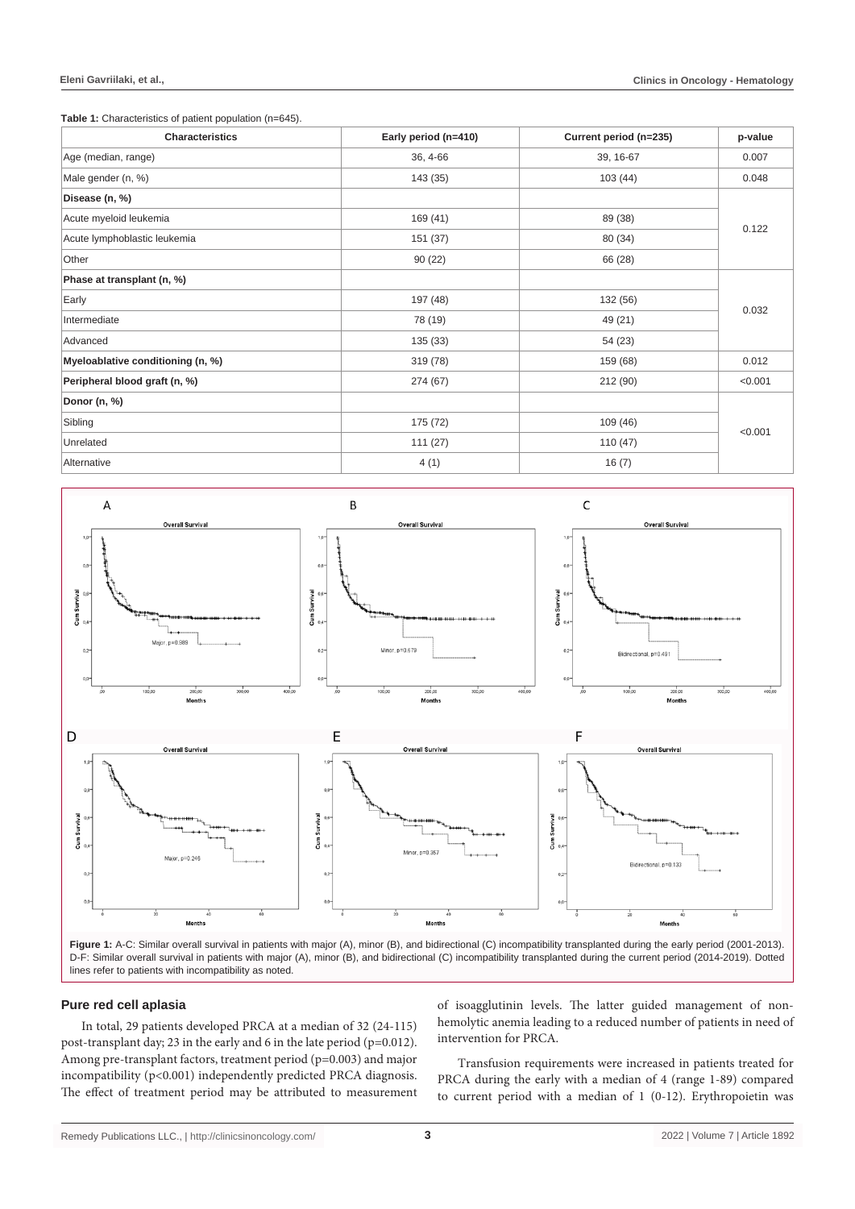**Table 1:** Characteristics of patient population (n=645).

| Characteristics | Early period (n=410) | Current period (n=235) | p-value |
|---|---|---|---|
| Age (median, range) | 36, 4-66 | 39, 16-67 | 0.007 |
| Male gender (n, %) | 143 (35) | 103 (44) | 0.048 |
| **Disease (n, %)** | | | |
| Acute myeloid leukemia | 169 (41) | 89 (38) | 0.122 |
| Acute lymphoblastic leukemia | 151 (37) | 80 (34) | |
| Other | 90 (22) | 66 (28) | |
| **Phase at transplant (n, %)** | | | |
| Early | 197 (48) | 132 (56) | 0.032 |
| Intermediate | 78 (19) | 49 (21) | |
| Advanced | 135 (33) | 54 (23) | |
| **Myeloablative conditioning (n, %)** | 319 (78) | 159 (68) | 0.012 |
| **Peripheral blood graft (n, %)** | 274 (67) | 212 (90) | <0.001 |
| **Donor (n, %)** | | | |
| Sibling | 175 (72) | 109 (46) | <0.001 |
| Unrelated | 111 (27) | 110 (47) | |
| Alternative | 4 (1) | 16 (7) | |

**Figure 1:** A-C: Similar overall survival in patients with major (A), minor (B), and bidirectional (C) incompatibility transplanted during the early period (2001-2013). D-F: Similar overall survival in patients with major (A), minor (B), and bidirectional (C) incompatibility transplanted during the current period (2014-2019). Dotted lines refer to patients with incompatibility as noted.

### Pure red cell aplasia

In total, 29 patients developed PRCA at a median of 32 (24-115) post-transplant day; 23 in the early and 6 in the late period (p=0.012). Among pre-transplant factors, treatment period (p=0.003) and major incompatibility (p<0.001) independently predicted PRCA diagnosis. The effect of treatment period may be attributed to measurement of isoagglutinin levels. The latter guided management of non-hemolytic anemia leading to a reduced number of patients in need of intervention for PRCA.

Transfusion requirements were increased in patients treated for PRCA during the early with a median of 4 (range 1-89) compared to current period with a median of 1 (0-12). Erythropoietin was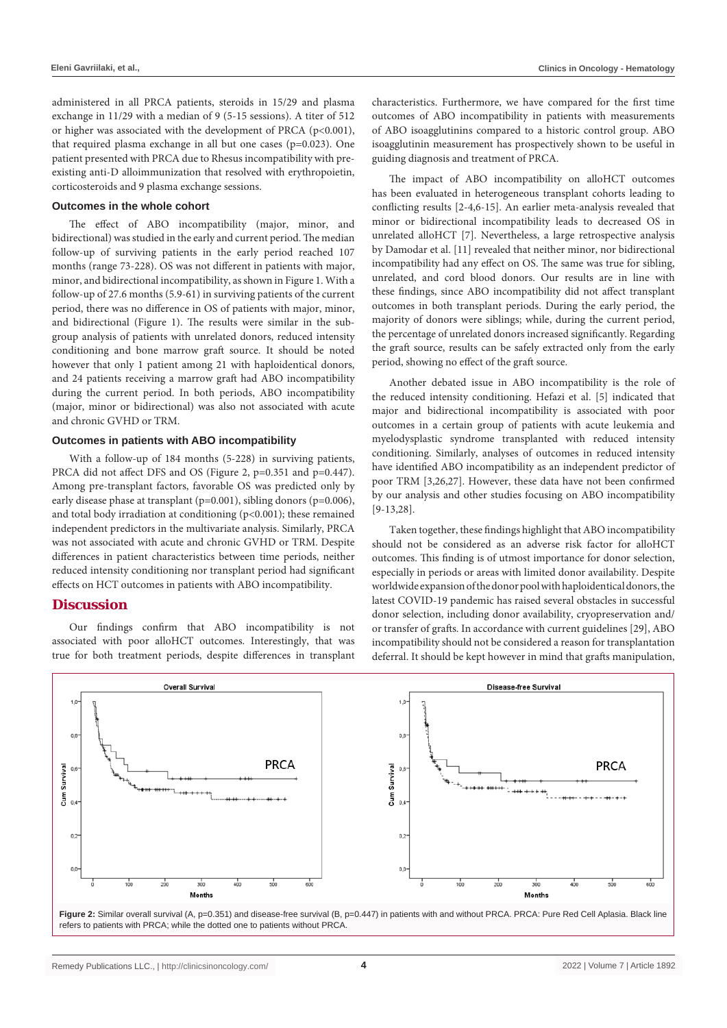administered in all PRCA patients, steroids in 15/29 and plasma exchange in 11/29 with a median of 9 (5-15 sessions). A titer of 512 or higher was associated with the development of PRCA (p<0.001), that required plasma exchange in all but one cases (p=0.023). One patient presented with PRCA due to Rhesus incompatibility with pre-existing anti-D alloimmunization that resolved with erythropoietin, corticosteroids and 9 plasma exchange sessions.

### Outcomes in the whole cohort

The effect of ABO incompatibility (major, minor, and bidirectional) was studied in the early and current period. The median follow-up of surviving patients in the early period reached 107 months (range 73-228). OS was not different in patients with major, minor, and bidirectional incompatibility, as shown in Figure 1. With a follow-up of 27.6 months (5.9-61) in surviving patients of the current period, there was no difference in OS of patients with major, minor, and bidirectional (Figure 1). The results were similar in the sub-group analysis of patients with unrelated donors, reduced intensity conditioning and bone marrow graft source. It should be noted however that only 1 patient among 21 with haploidentical donors, and 24 patients receiving a marrow graft had ABO incompatibility during the current period. In both periods, ABO incompatibility (major, minor or bidirectional) was also not associated with acute and chronic GVHD or TRM.

### Outcomes in patients with ABO incompatibility

With a follow-up of 184 months (5-228) in surviving patients, PRCA did not affect DFS and OS (Figure 2, p=0.351 and p=0.447). Among pre-transplant factors, favorable OS was predicted only by early disease phase at transplant (p=0.001), sibling donors (p=0.006), and total body irradiation at conditioning (p<0.001); these remained independent predictors in the multivariate analysis. Similarly, PRCA was not associated with acute and chronic GVHD or TRM. Despite differences in patient characteristics between time periods, neither reduced intensity conditioning nor transplant period had significant effects on HCT outcomes in patients with ABO incompatibility.

## Discussion

Our findings confirm that ABO incompatibility is not associated with poor alloHCT outcomes. Interestingly, that was true for both treatment periods, despite differences in transplant characteristics. Furthermore, we have compared for the first time outcomes of ABO incompatibility in patients with measurements of ABO isoagglutinins compared to a historic control group. ABO isoagglutinin measurement has prospectively shown to be useful in guiding diagnosis and treatment of PRCA.

The impact of ABO incompatibility on alloHCT outcomes has been evaluated in heterogeneous transplant cohorts leading to conflicting results [2-4,6-15]. An earlier meta-analysis revealed that minor or bidirectional incompatibility leads to decreased OS in unrelated alloHCT [7]. Nevertheless, a large retrospective analysis by Damodar et al. [11] revealed that neither minor, nor bidirectional incompatibility had any effect on OS. The same was true for sibling, unrelated, and cord blood donors. Our results are in line with these findings, since ABO incompatibility did not affect transplant outcomes in both transplant periods. During the early period, the majority of donors were siblings; while, during the current period, the percentage of unrelated donors increased significantly. Regarding the graft source, results can be safely extracted only from the early period, showing no effect of the graft source.

Another debated issue in ABO incompatibility is the role of the reduced intensity conditioning. Hefazi et al. [5] indicated that major and bidirectional incompatibility is associated with poor outcomes in a certain group of patients with acute leukemia and myelodysplastic syndrome transplanted with reduced intensity conditioning. Similarly, analyses of outcomes in reduced intensity have identified ABO incompatibility as an independent predictor of poor TRM [3,26,27]. However, these data have not been confirmed by our analysis and other studies focusing on ABO incompatibility [9-13,28].

Taken together, these findings highlight that ABO incompatibility should not be considered as an adverse risk factor for alloHCT outcomes. This finding is of utmost importance for donor selection, especially in periods or areas with limited donor availability. Despite worldwide expansion of the donor pool with haploidentical donors, the latest COVID-19 pandemic has raised several obstacles in successful donor selection, including donor availability, cryopreservation and/or transfer of grafts. In accordance with current guidelines [29], ABO incompatibility should not be considered a reason for transplantation deferral. It should be kept however in mind that grafts manipulation,

**Figure 2:** Similar overall survival (A, p=0.351) and disease-free survival (B, p=0.447) in patients with and without PRCA. PRCA: Pure Red Cell Aplasia. Black line refers to patients with PRCA; while the dotted one to patients without PRCA.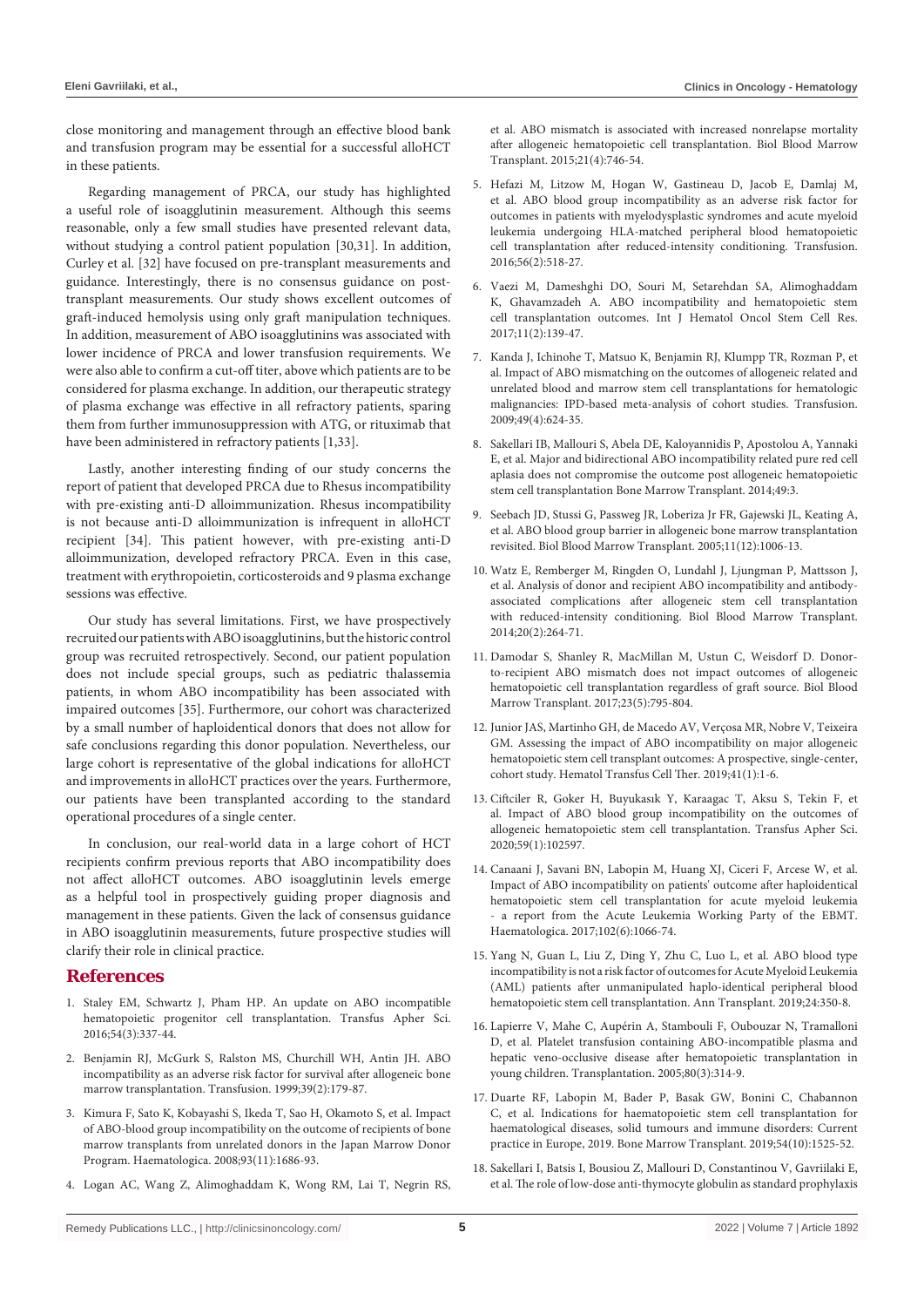close monitoring and management through an effective blood bank and transfusion program may be essential for a successful alloHCT in these patients.

Regarding management of PRCA, our study has highlighted a useful role of isoagglutinin measurement. Although this seems reasonable, only a few small studies have presented relevant data, without studying a control patient population [30,31]. In addition, Curley et al. [32] have focused on pre-transplant measurements and guidance. Interestingly, there is no consensus guidance on post-transplant measurements. Our study shows excellent outcomes of graft-induced hemolysis using only graft manipulation techniques. In addition, measurement of ABO isoagglutinins was associated with lower incidence of PRCA and lower transfusion requirements. We were also able to confirm a cut-off titer, above which patients are to be considered for plasma exchange. In addition, our therapeutic strategy of plasma exchange was effective in all refractory patients, sparing them from further immunosuppression with ATG, or rituximab that have been administered in refractory patients [1,33].

Lastly, another interesting finding of our study concerns the report of patient that developed PRCA due to Rhesus incompatibility with pre-existing anti-D alloimmunization. Rhesus incompatibility is not because anti-D alloimmunization is infrequent in alloHCT recipient [34]. This patient however, with pre-existing anti-D alloimmunization, developed refractory PRCA. Even in this case, treatment with erythropoietin, corticosteroids and 9 plasma exchange sessions was effective.

Our study has several limitations. First, we have prospectively recruited our patients with ABO isoagglutinins, but the historic control group was recruited retrospectively. Second, our patient population does not include special groups, such as pediatric thalassemia patients, in whom ABO incompatibility has been associated with impaired outcomes [35]. Furthermore, our cohort was characterized by a small number of haploidentical donors that does not allow for safe conclusions regarding this donor population. Nevertheless, our large cohort is representative of the global indications for alloHCT and improvements in alloHCT practices over the years. Furthermore, our patients have been transplanted according to the standard operational procedures of a single center.

In conclusion, our real-world data in a large cohort of HCT recipients confirm previous reports that ABO incompatibility does not affect alloHCT outcomes. ABO isoagglutinin levels emerge as a helpful tool in prospectively guiding proper diagnosis and management in these patients. Given the lack of consensus guidance in ABO isoagglutinin measurements, future prospective studies will clarify their role in clinical practice.

## References

1. Staley EM, Schwartz J, Pham HP. An update on ABO incompatible hematopoietic progenitor cell transplantation. Transfus Apher Sci. 2016;54(3):337-44.
2. Benjamin RJ, McGurk S, Ralston MS, Churchill WH, Antin JH. ABO incompatibility as an adverse risk factor for survival after allogeneic bone marrow transplantation. Transfusion. 1999;39(2):179-87.
3. Kimura F, Sato K, Kobayashi S, Ikeda T, Sao H, Okamoto S, et al. Impact of ABO-blood group incompatibility on the outcome of recipients of bone marrow transplants from unrelated donors in the Japan Marrow Donor Program. Haematologica. 2008;93(11):1686-93.
4. Logan AC, Wang Z, Alimoghaddam K, Wong RM, Lai T, Negrin RS, et al. ABO mismatch is associated with increased nonrelapse mortality after allogeneic hematopoietic cell transplantation. Biol Blood Marrow Transplant. 2015;21(4):746-54.
5. Hefazi M, Litzow M, Hogan W, Gastineau D, Jacob E, Damlaj M, et al. ABO blood group incompatibility as an adverse risk factor for outcomes in patients with myelodysplastic syndromes and acute myeloid leukemia undergoing HLA-matched peripheral blood hematopoietic cell transplantation after reduced-intensity conditioning. Transfusion. 2016;56(2):518-27.
6. Vaezi M, Dameshghi DO, Souri M, Setarehdan SA, Alimoghaddam K, Ghavamzadeh A. ABO incompatibility and hematopoietic stem cell transplantation outcomes. Int J Hematol Oncol Stem Cell Res. 2017;11(2):139-47.
7. Kanda J, Ichinohe T, Matsuo K, Benjamin RJ, Klumpp TR, Rozman P, et al. Impact of ABO mismatching on the outcomes of allogeneic related and unrelated blood and marrow stem cell transplantations for hematologic malignancies: IPD-based meta-analysis of cohort studies. Transfusion. 2009;49(4):624-35.
8. Sakellari IB, Mallouri S, Abela DE, Kaloyannidis P, Apostolou A, Yannaki E, et al. Major and bidirectional ABO incompatibility related pure red cell aplasia does not compromise the outcome post allogeneic hematopoietic stem cell transplantation Bone Marrow Transplant. 2014;49:3.
9. Seebach JD, Stussi G, Passweg JR, Loberiza Jr FR, Gajewski JL, Keating A, et al. ABO blood group barrier in allogeneic bone marrow transplantation revisited. Biol Blood Marrow Transplant. 2005;11(12):1006-13.
10. Watz E, Remberger M, Ringden O, Lundahl J, Ljungman P, Mattsson J, et al. Analysis of donor and recipient ABO incompatibility and antibody-associated complications after allogeneic stem cell transplantation with reduced-intensity conditioning. Biol Blood Marrow Transplant. 2014;20(2):264-71.
11. Damodar S, Shanley R, MacMillan M, Ustun C, Weisdorf D. Donor-to-recipient ABO mismatch does not impact outcomes of allogeneic hematopoietic cell transplantation regardless of graft source. Biol Blood Marrow Transplant. 2017;23(5):795-804.
12. Junior JAS, Martinho GH, de Macedo AV, Verçosa MR, Nobre V, Teixeira GM. Assessing the impact of ABO incompatibility on major allogeneic hematopoietic stem cell transplant outcomes: A prospective, single-center, cohort study. Hematol Transfus Cell Ther. 2019;41(1):1-6.
13. Ciftciler R, Goker H, Buyukasık Y, Karaagac T, Aksu S, Tekin F, et al. Impact of ABO blood group incompatibility on the outcomes of allogeneic hematopoietic stem cell transplantation. Transfus Apher Sci. 2020;59(1):102597.
14. Canaani J, Savani BN, Labopin M, Huang XJ, Ciceri F, Arcese W, et al. Impact of ABO incompatibility on patients' outcome after haploidentical hematopoietic stem cell transplantation for acute myeloid leukemia - a report from the Acute Leukemia Working Party of the EBMT. Haematologica. 2017;102(6):1066-74.
15. Yang N, Guan L, Liu Z, Ding Y, Zhu C, Luo L, et al. ABO blood type incompatibility is not a risk factor of outcomes for Acute Myeloid Leukemia (AML) patients after unmanipulated haplo-identical peripheral blood hematopoietic stem cell transplantation. Ann Transplant. 2019;24:350-8.
16. Lapierre V, Mahe C, Aupérin A, Stambouli F, Oubouzar N, Tramalloni D, et al. Platelet transfusion containing ABO-incompatible plasma and hepatic veno-occlusive disease after hematopoietic transplantation in young children. Transplantation. 2005;80(3):314-9.
17. Duarte RF, Labopin M, Bader P, Basak GW, Bonini C, Chabannon C, et al. Indications for haematopoietic stem cell transplantation for haematological diseases, solid tumours and immune disorders: Current practice in Europe, 2019. Bone Marrow Transplant. 2019;54(10):1525-52.
18. Sakellari I, Batsis I, Bousiou Z, Mallouri D, Constantinou V, Gavriilaki E, et al. The role of low-dose anti-thymocyte globulin as standard prophylaxis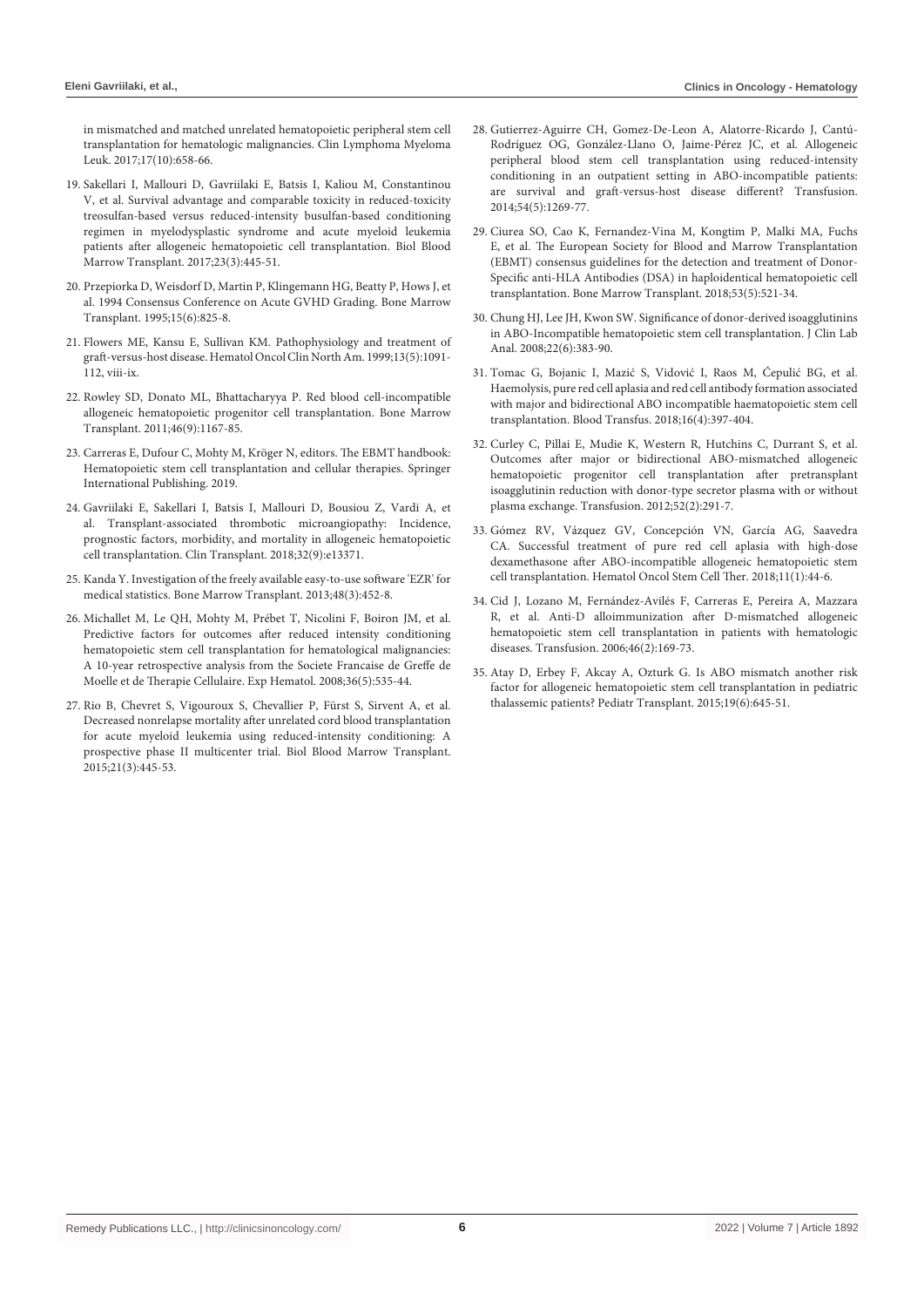in mismatched and matched unrelated hematopoietic peripheral stem cell transplantation for hematologic malignancies. Clin Lymphoma Myeloma Leuk. 2017;17(10):658-66.

19. Sakellari I, Mallouri D, Gavriilaki E, Batsis I, Kaliou M, Constantinou V, et al. Survival advantage and comparable toxicity in reduced-toxicity treosulfan-based versus reduced-intensity busulfan-based conditioning regimen in myelodysplastic syndrome and acute myeloid leukemia patients after allogeneic hematopoietic cell transplantation. Biol Blood Marrow Transplant. 2017;23(3):445-51.

20. Przepiorka D, Weisdorf D, Martin P, Klingemann HG, Beatty P, Hows J, et al. 1994 Consensus Conference on Acute GVHD Grading. Bone Marrow Transplant. 1995;15(6):825-8.

21. Flowers ME, Kansu E, Sullivan KM. Pathophysiology and treatment of graft-versus-host disease. Hematol Oncol Clin North Am. 1999;13(5):1091-112, viii-ix.

22. Rowley SD, Donato ML, Bhattacharyya P. Red blood cell-incompatible allogeneic hematopoietic progenitor cell transplantation. Bone Marrow Transplant. 2011;46(9):1167-85.

23. Carreras E, Dufour C, Mohty M, Kröger N, editors. The EBMT handbook: Hematopoietic stem cell transplantation and cellular therapies. Springer International Publishing. 2019.

24. Gavriilaki E, Sakellari I, Batsis I, Mallouri D, Bousiou Z, Vardi A, et al. Transplant-associated thrombotic microangiopathy: Incidence, prognostic factors, morbidity, and mortality in allogeneic hematopoietic cell transplantation. Clin Transplant. 2018;32(9):e13371.

25. Kanda Y. Investigation of the freely available easy-to-use software 'EZR' for medical statistics. Bone Marrow Transplant. 2013;48(3):452-8.

26. Michallet M, Le QH, Mohty M, Prébet T, Nicolini F, Boiron JM, et al. Predictive factors for outcomes after reduced intensity conditioning hematopoietic stem cell transplantation for hematological malignancies: A 10-year retrospective analysis from the Societe Francaise de Greffe de Moelle et de Therapie Cellulaire. Exp Hematol. 2008;36(5):535-44.

27. Rio B, Chevret S, Vigouroux S, Chevallier P, Fürst S, Sirvent A, et al. Decreased nonrelapse mortality after unrelated cord blood transplantation for acute myeloid leukemia using reduced-intensity conditioning: A prospective phase II multicenter trial. Biol Blood Marrow Transplant. 2015;21(3):445-53.

28. Gutierrez-Aguirre CH, Gomez-De-Leon A, Alatorre-Ricardo J, Cantú-Rodríguez OG, González-Llano O, Jaime-Pérez JC, et al. Allogeneic peripheral blood stem cell transplantation using reduced-intensity conditioning in an outpatient setting in ABO-incompatible patients: are survival and graft-versus-host disease different? Transfusion. 2014;54(5):1269-77.

29. Ciurea SO, Cao K, Fernandez-Vina M, Kongtim P, Malki MA, Fuchs E, et al. The European Society for Blood and Marrow Transplantation (EBMT) consensus guidelines for the detection and treatment of Donor-Specific anti-HLA Antibodies (DSA) in haploidentical hematopoietic cell transplantation. Bone Marrow Transplant. 2018;53(5):521-34.

30. Chung HJ, Lee JH, Kwon SW. Significance of donor-derived isoagglutinins in ABO-Incompatible hematopoietic stem cell transplantation. J Clin Lab Anal. 2008;22(6):383-90.

31. Tomac G, Bojanic I, Mazić S, Vidović I, Raos M, Čepulić BG, et al. Haemolysis, pure red cell aplasia and red cell antibody formation associated with major and bidirectional ABO incompatible haematopoietic stem cell transplantation. Blood Transfus. 2018;16(4):397-404.

32. Curley C, Pillai E, Mudie K, Western R, Hutchins C, Durrant S, et al. Outcomes after major or bidirectional ABO-mismatched allogeneic hematopoietic progenitor cell transplantation after pretransplant isoagglutinin reduction with donor-type secretor plasma with or without plasma exchange. Transfusion. 2012;52(2):291-7.

33. Gómez RV, Vázquez GV, Concepción VN, García AG, Saavedra CA. Successful treatment of pure red cell aplasia with high-dose dexamethasone after ABO-incompatible allogeneic hematopoietic stem cell transplantation. Hematol Oncol Stem Cell Ther. 2018;11(1):44-6.

34. Cid J, Lozano M, Fernández-Avilés F, Carreras E, Pereira A, Mazzara R, et al. Anti-D alloimmunization after D-mismatched allogeneic hematopoietic stem cell transplantation in patients with hematologic diseases. Transfusion. 2006;46(2):169-73.

35. Atay D, Erbey F, Akcay A, Ozturk G. Is ABO mismatch another risk factor for allogeneic hematopoietic stem cell transplantation in pediatric thalassemic patients? Pediatr Transplant. 2015;19(6):645-51.